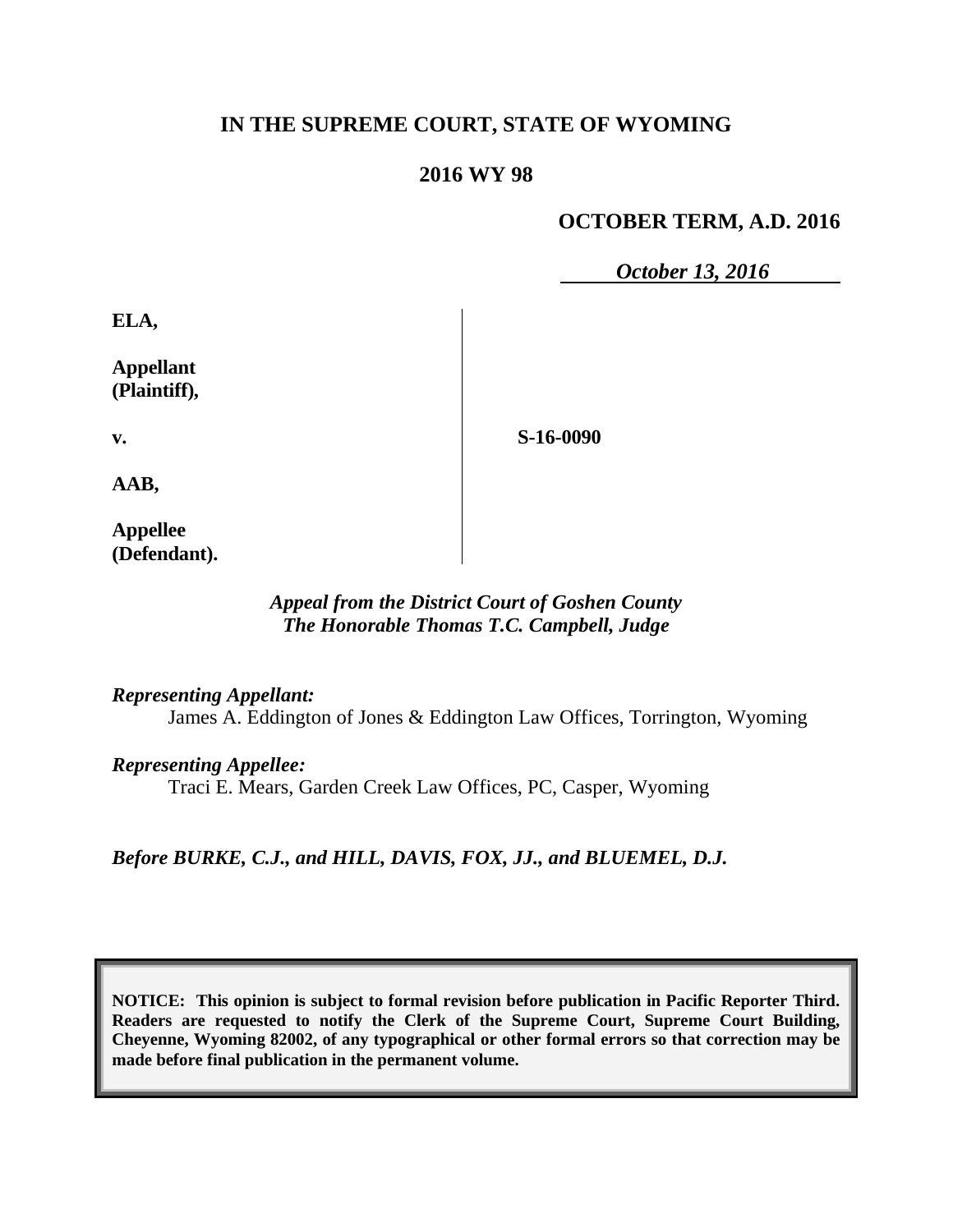**IN THE SUPREME COURT, STATE OF WYOMING**

**2016 WY 98**

**OCTOBER TERM, A.D. 2016**

*October 13, 2016*

| | |
|---|---|
| **ELA,** | |
| **Appellant (Plaintiff),** | |
| **v.** | **S-16-0090** |
| **AAB,** | |
| **Appellee (Defendant).** | |

*Appeal from the District Court of Goshen County*
*The Honorable Thomas T.C. Campbell, Judge*

*Representing Appellant:*
James A. Eddington of Jones & Eddington Law Offices, Torrington, Wyoming

*Representing Appellee:*
Traci E. Mears, Garden Creek Law Offices, PC, Casper, Wyoming

*Before BURKE, C.J., and HILL, DAVIS, FOX, JJ., and BLUEMEL, D.J.*

**NOTICE: This opinion is subject to formal revision before publication in Pacific Reporter Third. Readers are requested to notify the Clerk of the Supreme Court, Supreme Court Building, Cheyenne, Wyoming 82002, of any typographical or other formal errors so that correction may be made before final publication in the permanent volume.**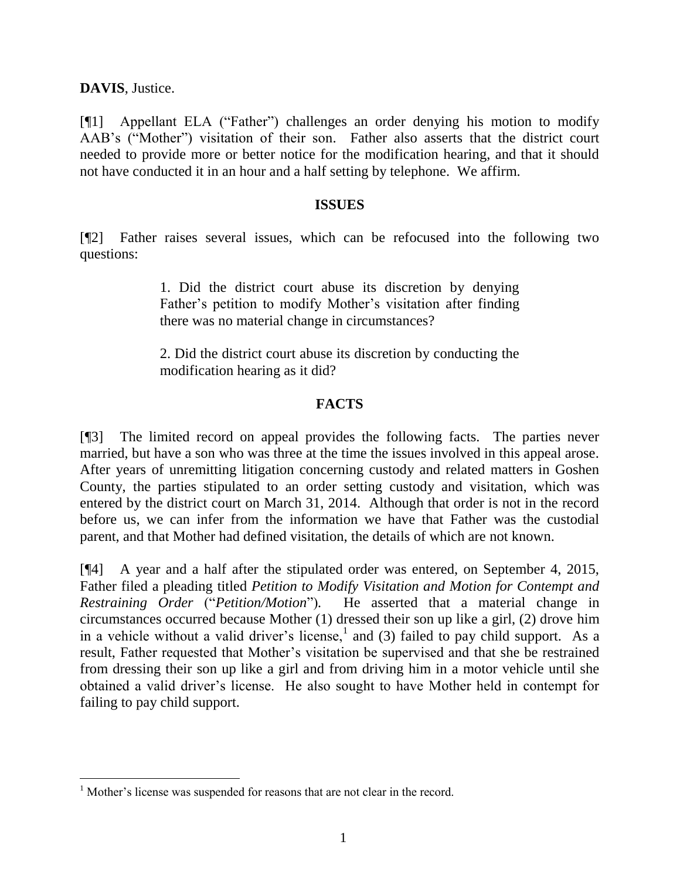**DAVIS**, Justice.

[¶1] Appellant ELA ("Father") challenges an order denying his motion to modify AAB's ("Mother") visitation of their son. Father also asserts that the district court needed to provide more or better notice for the modification hearing, and that it should not have conducted it in an hour and a half setting by telephone. We affirm.

## ISSUES

[¶2] Father raises several issues, which can be refocused into the following two questions:

> 1. Did the district court abuse its discretion by denying Father's petition to modify Mother's visitation after finding there was no material change in circumstances?
>
> 2. Did the district court abuse its discretion by conducting the modification hearing as it did?

## FACTS

[¶3] The limited record on appeal provides the following facts. The parties never married, but have a son who was three at the time the issues involved in this appeal arose. After years of unremitting litigation concerning custody and related matters in Goshen County, the parties stipulated to an order setting custody and visitation, which was entered by the district court on March 31, 2014. Although that order is not in the record before us, we can infer from the information we have that Father was the custodial parent, and that Mother had defined visitation, the details of which are not known.

[¶4] A year and a half after the stipulated order was entered, on September 4, 2015, Father filed a pleading titled *Petition to Modify Visitation and Motion for Contempt and Restraining Order* ("*Petition/Motion*"). He asserted that a material change in circumstances occurred because Mother (1) dressed their son up like a girl, (2) drove him in a vehicle without a valid driver's license,[1] and (3) failed to pay child support. As a result, Father requested that Mother's visitation be supervised and that she be restrained from dressing their son up like a girl and from driving him in a motor vehicle until she obtained a valid driver's license. He also sought to have Mother held in contempt for failing to pay child support.

---

[1] Mother's license was suspended for reasons that are not clear in the record.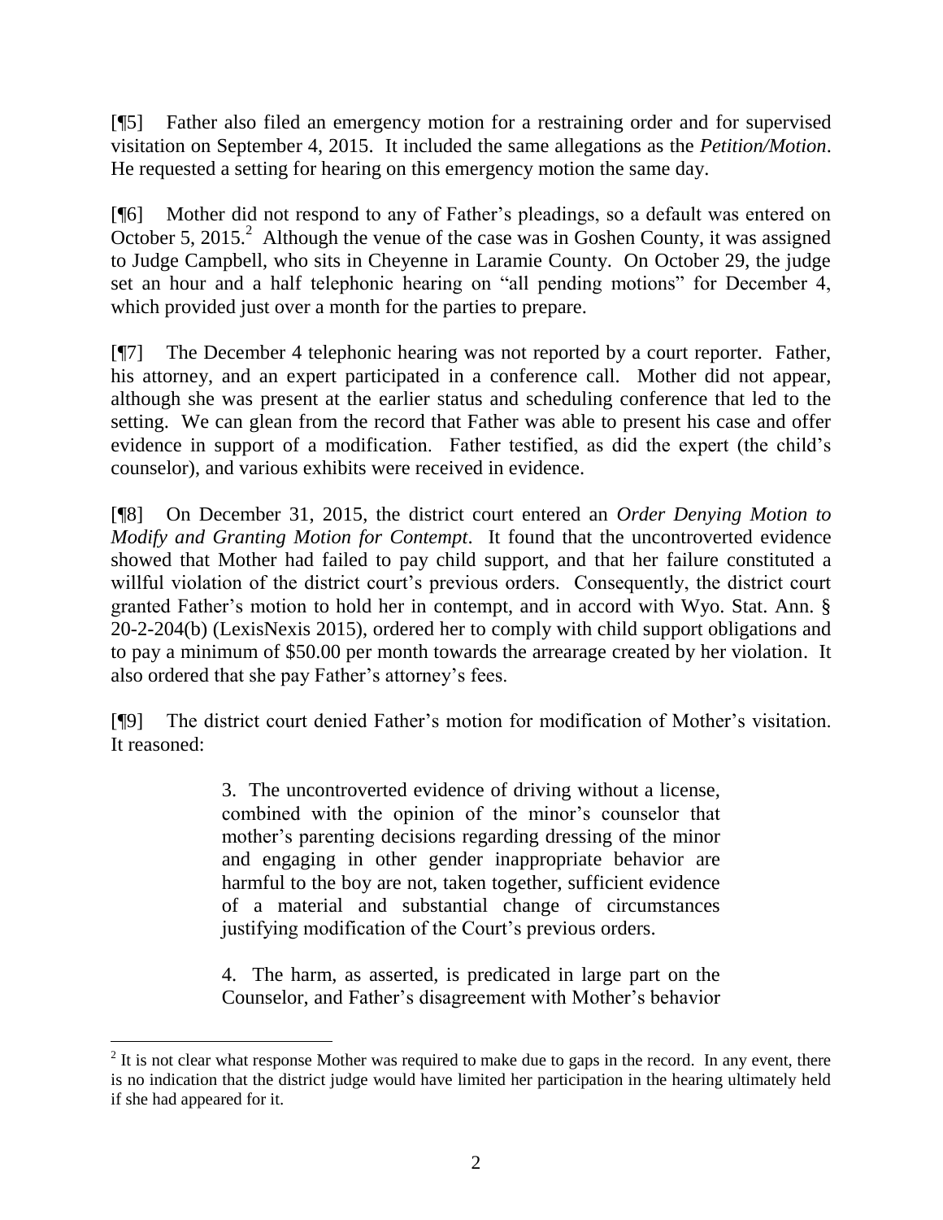[¶5] Father also filed an emergency motion for a restraining order and for supervised visitation on September 4, 2015. It included the same allegations as the *Petition/Motion*. He requested a setting for hearing on this emergency motion the same day.

[¶6] Mother did not respond to any of Father's pleadings, so a default was entered on October 5, 2015.[2] Although the venue of the case was in Goshen County, it was assigned to Judge Campbell, who sits in Cheyenne in Laramie County. On October 29, the judge set an hour and a half telephonic hearing on "all pending motions" for December 4, which provided just over a month for the parties to prepare.

[¶7] The December 4 telephonic hearing was not reported by a court reporter. Father, his attorney, and an expert participated in a conference call. Mother did not appear, although she was present at the earlier status and scheduling conference that led to the setting. We can glean from the record that Father was able to present his case and offer evidence in support of a modification. Father testified, as did the expert (the child's counselor), and various exhibits were received in evidence.

[¶8] On December 31, 2015, the district court entered an *Order Denying Motion to Modify and Granting Motion for Contempt*. It found that the uncontroverted evidence showed that Mother had failed to pay child support, and that her failure constituted a willful violation of the district court's previous orders. Consequently, the district court granted Father's motion to hold her in contempt, and in accord with Wyo. Stat. Ann. § 20-2-204(b) (LexisNexis 2015), ordered her to comply with child support obligations and to pay a minimum of $50.00 per month towards the arrearage created by her violation. It also ordered that she pay Father's attorney's fees.

[¶9] The district court denied Father's motion for modification of Mother's visitation. It reasoned:

> 3. The uncontroverted evidence of driving without a license, combined with the opinion of the minor's counselor that mother's parenting decisions regarding dressing of the minor and engaging in other gender inappropriate behavior are harmful to the boy are not, taken together, sufficient evidence of a material and substantial change of circumstances justifying modification of the Court's previous orders.
>
> 4. The harm, as asserted, is predicated in large part on the Counselor, and Father's disagreement with Mother's behavior

[2] It is not clear what response Mother was required to make due to gaps in the record. In any event, there is no indication that the district judge would have limited her participation in the hearing ultimately held if she had appeared for it.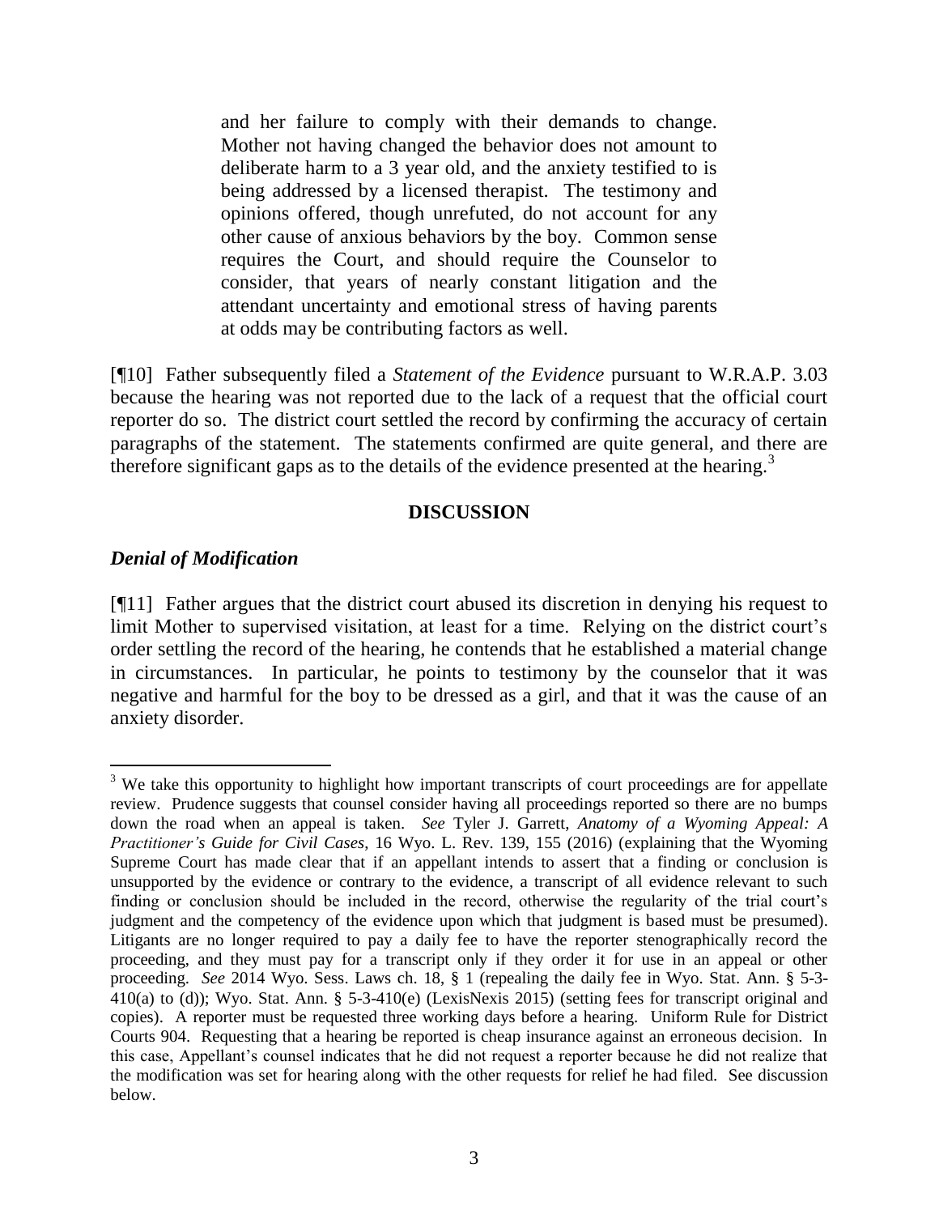> and her failure to comply with their demands to change. Mother not having changed the behavior does not amount to deliberate harm to a 3 year old, and the anxiety testified to is being addressed by a licensed therapist. The testimony and opinions offered, though unrefuted, do not account for any other cause of anxious behaviors by the boy. Common sense requires the Court, and should require the Counselor to consider, that years of nearly constant litigation and the attendant uncertainty and emotional stress of having parents at odds may be contributing factors as well.

[¶10] Father subsequently filed a *Statement of the Evidence* pursuant to W.R.A.P. 3.03 because the hearing was not reported due to the lack of a request that the official court reporter do so. The district court settled the record by confirming the accuracy of certain paragraphs of the statement. The statements confirmed are quite general, and there are therefore significant gaps as to the details of the evidence presented at the hearing.[3]

## DISCUSSION

### *Denial of Modification*

[¶11] Father argues that the district court abused its discretion in denying his request to limit Mother to supervised visitation, at least for a time. Relying on the district court's order settling the record of the hearing, he contends that he established a material change in circumstances. In particular, he points to testimony by the counselor that it was negative and harmful for the boy to be dressed as a girl, and that it was the cause of an anxiety disorder.

---

[3] We take this opportunity to highlight how important transcripts of court proceedings are for appellate review. Prudence suggests that counsel consider having all proceedings reported so there are no bumps down the road when an appeal is taken. *See* Tyler J. Garrett, *Anatomy of a Wyoming Appeal: A Practitioner's Guide for Civil Cases*, 16 Wyo. L. Rev. 139, 155 (2016) (explaining that the Wyoming Supreme Court has made clear that if an appellant intends to assert that a finding or conclusion is unsupported by the evidence or contrary to the evidence, a transcript of all evidence relevant to such finding or conclusion should be included in the record, otherwise the regularity of the trial court's judgment and the competency of the evidence upon which that judgment is based must be presumed). Litigants are no longer required to pay a daily fee to have the reporter stenographically record the proceeding, and they must pay for a transcript only if they order it for use in an appeal or other proceeding. *See* 2014 Wyo. Sess. Laws ch. 18, § 1 (repealing the daily fee in Wyo. Stat. Ann. § 5-3-410(a) to (d)); Wyo. Stat. Ann. § 5-3-410(e) (LexisNexis 2015) (setting fees for transcript original and copies). A reporter must be requested three working days before a hearing. Uniform Rule for District Courts 904. Requesting that a hearing be reported is cheap insurance against an erroneous decision. In this case, Appellant's counsel indicates that he did not request a reporter because he did not realize that the modification was set for hearing along with the other requests for relief he had filed. See discussion below.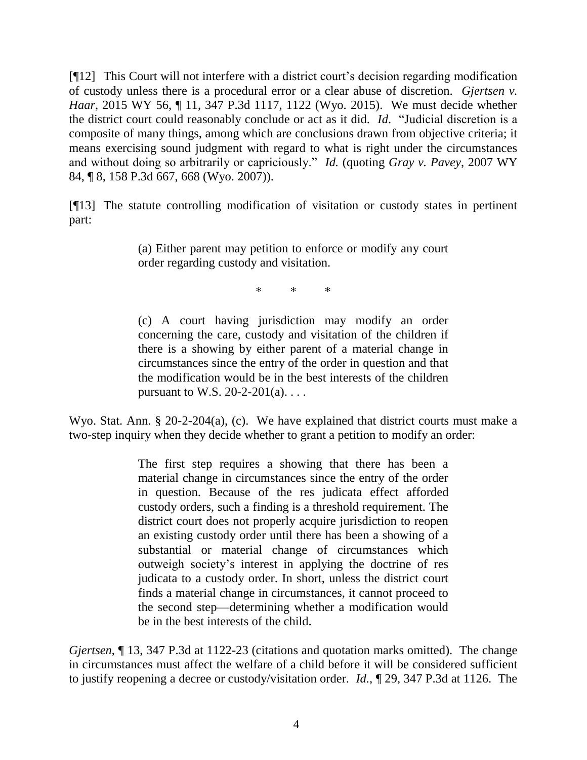[¶12] This Court will not interfere with a district court's decision regarding modification of custody unless there is a procedural error or a clear abuse of discretion. *Gjertsen v. Haar*, 2015 WY 56, ¶ 11, 347 P.3d 1117, 1122 (Wyo. 2015). We must decide whether the district court could reasonably conclude or act as it did. *Id*. "Judicial discretion is a composite of many things, among which are conclusions drawn from objective criteria; it means exercising sound judgment with regard to what is right under the circumstances and without doing so arbitrarily or capriciously." *Id.* (quoting *Gray v. Pavey*, 2007 WY 84, ¶ 8, 158 P.3d 667, 668 (Wyo. 2007)).

[¶13] The statute controlling modification of visitation or custody states in pertinent part:

> (a) Either parent may petition to enforce or modify any court order regarding custody and visitation.
>
> \* \* \*
>
> (c) A court having jurisdiction may modify an order concerning the care, custody and visitation of the children if there is a showing by either parent of a material change in circumstances since the entry of the order in question and that the modification would be in the best interests of the children pursuant to W.S. 20-2-201(a). . . .

Wyo. Stat. Ann. § 20-2-204(a), (c). We have explained that district courts must make a two-step inquiry when they decide whether to grant a petition to modify an order:

> The first step requires a showing that there has been a material change in circumstances since the entry of the order in question. Because of the res judicata effect afforded custody orders, such a finding is a threshold requirement. The district court does not properly acquire jurisdiction to reopen an existing custody order until there has been a showing of a substantial or material change of circumstances which outweigh society's interest in applying the doctrine of res judicata to a custody order. In short, unless the district court finds a material change in circumstances, it cannot proceed to the second step—determining whether a modification would be in the best interests of the child.

*Gjertsen*, ¶ 13, 347 P.3d at 1122-23 (citations and quotation marks omitted). The change in circumstances must affect the welfare of a child before it will be considered sufficient to justify reopening a decree or custody/visitation order. *Id.*, ¶ 29, 347 P.3d at 1126. The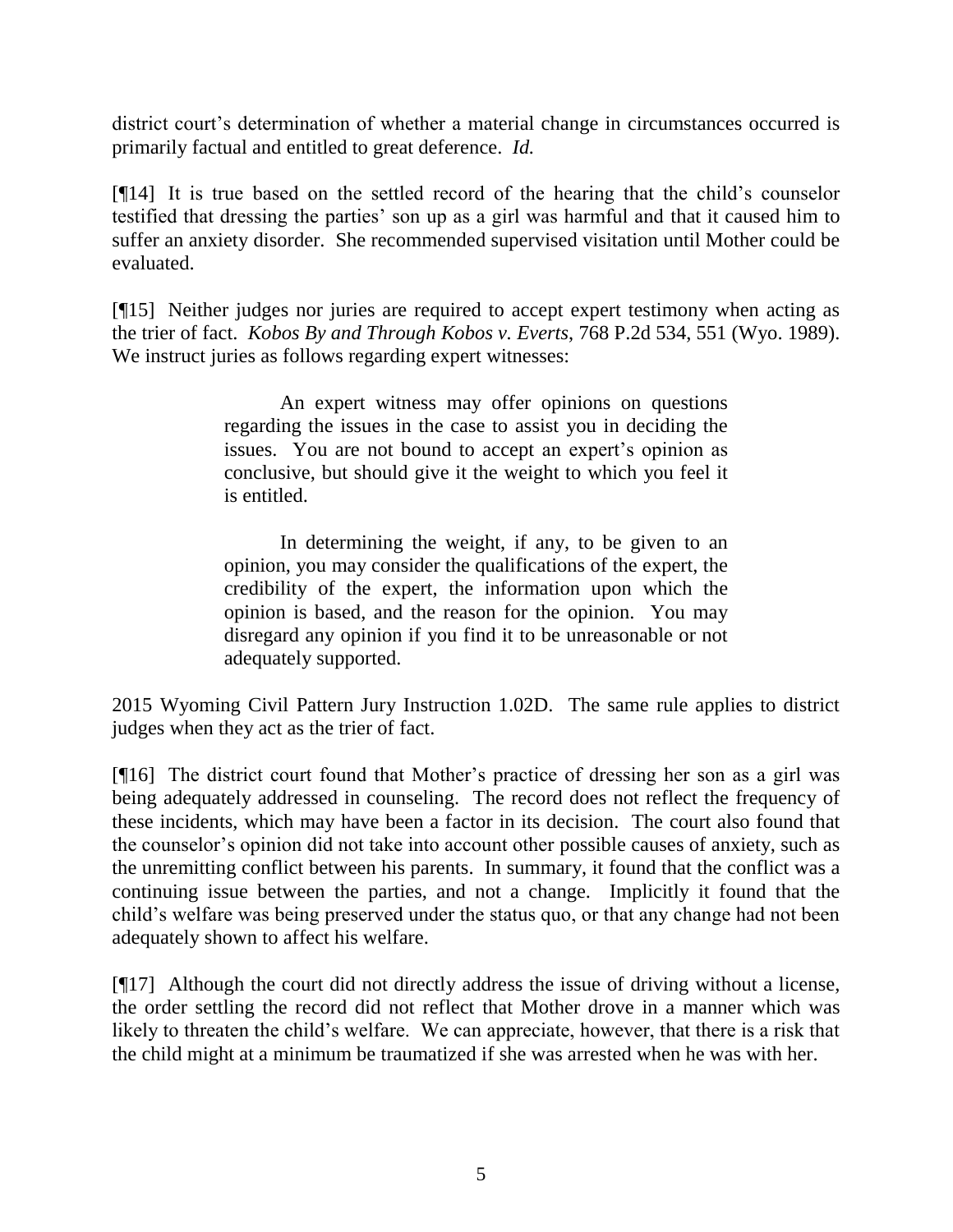district court's determination of whether a material change in circumstances occurred is primarily factual and entitled to great deference. *Id.*

[¶14] It is true based on the settled record of the hearing that the child's counselor testified that dressing the parties' son up as a girl was harmful and that it caused him to suffer an anxiety disorder. She recommended supervised visitation until Mother could be evaluated.

[¶15] Neither judges nor juries are required to accept expert testimony when acting as the trier of fact. *Kobos By and Through Kobos v. Everts*, 768 P.2d 534, 551 (Wyo. 1989). We instruct juries as follows regarding expert witnesses:

> An expert witness may offer opinions on questions regarding the issues in the case to assist you in deciding the issues. You are not bound to accept an expert's opinion as conclusive, but should give it the weight to which you feel it is entitled.
>
> In determining the weight, if any, to be given to an opinion, you may consider the qualifications of the expert, the credibility of the expert, the information upon which the opinion is based, and the reason for the opinion. You may disregard any opinion if you find it to be unreasonable or not adequately supported.

2015 Wyoming Civil Pattern Jury Instruction 1.02D. The same rule applies to district judges when they act as the trier of fact.

[¶16] The district court found that Mother's practice of dressing her son as a girl was being adequately addressed in counseling. The record does not reflect the frequency of these incidents, which may have been a factor in its decision. The court also found that the counselor's opinion did not take into account other possible causes of anxiety, such as the unremitting conflict between his parents. In summary, it found that the conflict was a continuing issue between the parties, and not a change. Implicitly it found that the child's welfare was being preserved under the status quo, or that any change had not been adequately shown to affect his welfare.

[¶17] Although the court did not directly address the issue of driving without a license, the order settling the record did not reflect that Mother drove in a manner which was likely to threaten the child's welfare. We can appreciate, however, that there is a risk that the child might at a minimum be traumatized if she was arrested when he was with her.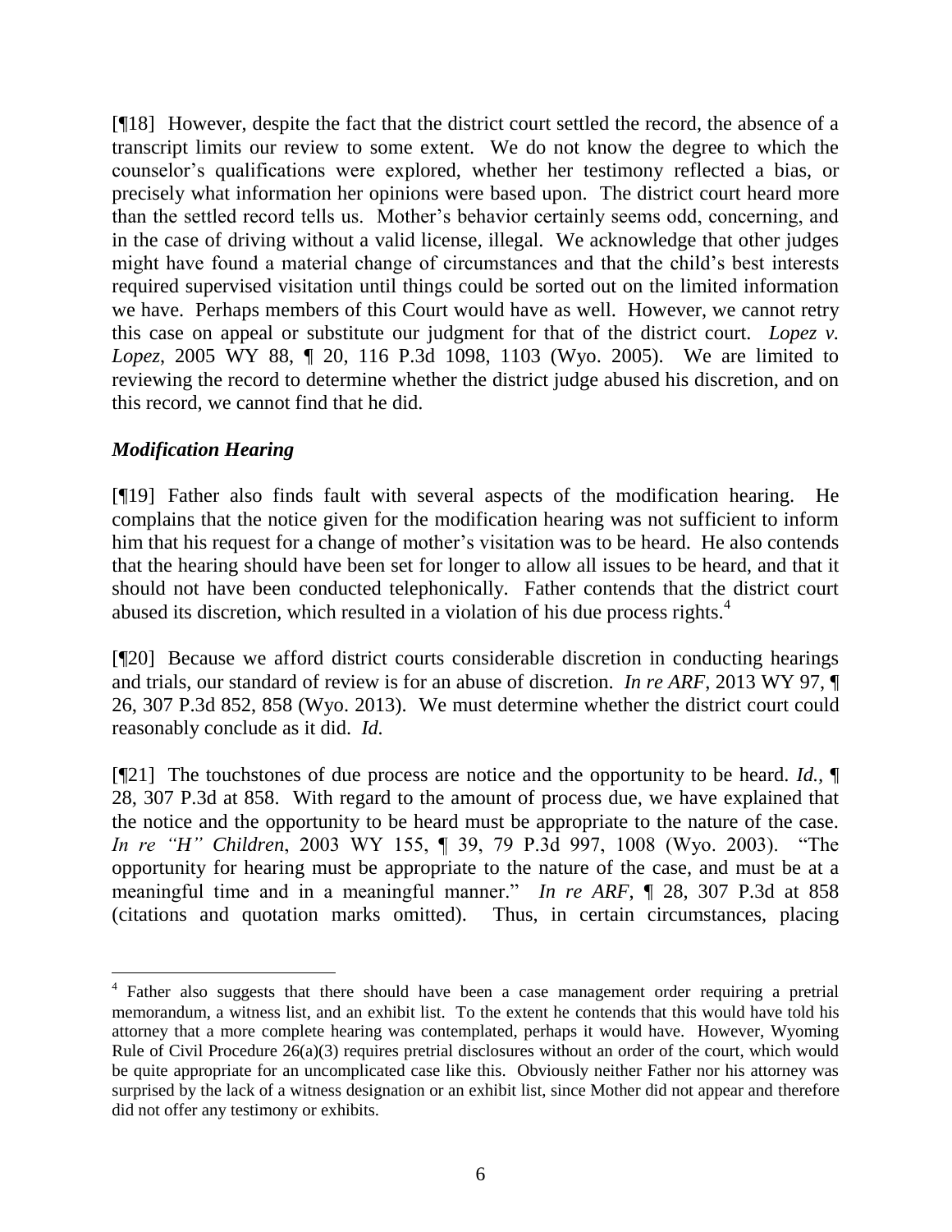[¶18] However, despite the fact that the district court settled the record, the absence of a transcript limits our review to some extent. We do not know the degree to which the counselor's qualifications were explored, whether her testimony reflected a bias, or precisely what information her opinions were based upon. The district court heard more than the settled record tells us. Mother's behavior certainly seems odd, concerning, and in the case of driving without a valid license, illegal. We acknowledge that other judges might have found a material change of circumstances and that the child's best interests required supervised visitation until things could be sorted out on the limited information we have. Perhaps members of this Court would have as well. However, we cannot retry this case on appeal or substitute our judgment for that of the district court. *Lopez v. Lopez*, 2005 WY 88, ¶ 20, 116 P.3d 1098, 1103 (Wyo. 2005). We are limited to reviewing the record to determine whether the district judge abused his discretion, and on this record, we cannot find that he did.

### *Modification Hearing*

[¶19] Father also finds fault with several aspects of the modification hearing. He complains that the notice given for the modification hearing was not sufficient to inform him that his request for a change of mother's visitation was to be heard. He also contends that the hearing should have been set for longer to allow all issues to be heard, and that it should not have been conducted telephonically. Father contends that the district court abused its discretion, which resulted in a violation of his due process rights.[4]

[¶20] Because we afford district courts considerable discretion in conducting hearings and trials, our standard of review is for an abuse of discretion. *In re ARF*, 2013 WY 97, ¶ 26, 307 P.3d 852, 858 (Wyo. 2013). We must determine whether the district court could reasonably conclude as it did. *Id.*

[¶21] The touchstones of due process are notice and the opportunity to be heard. *Id.*, ¶ 28, 307 P.3d at 858. With regard to the amount of process due, we have explained that the notice and the opportunity to be heard must be appropriate to the nature of the case. *In re "H" Children*, 2003 WY 155, ¶ 39, 79 P.3d 997, 1008 (Wyo. 2003). "The opportunity for hearing must be appropriate to the nature of the case, and must be at a meaningful time and in a meaningful manner." *In re ARF*, ¶ 28, 307 P.3d at 858 (citations and quotation marks omitted). Thus, in certain circumstances, placing

---

[4] Father also suggests that there should have been a case management order requiring a pretrial memorandum, a witness list, and an exhibit list. To the extent he contends that this would have told his attorney that a more complete hearing was contemplated, perhaps it would have. However, Wyoming Rule of Civil Procedure 26(a)(3) requires pretrial disclosures without an order of the court, which would be quite appropriate for an uncomplicated case like this. Obviously neither Father nor his attorney was surprised by the lack of a witness designation or an exhibit list, since Mother did not appear and therefore did not offer any testimony or exhibits.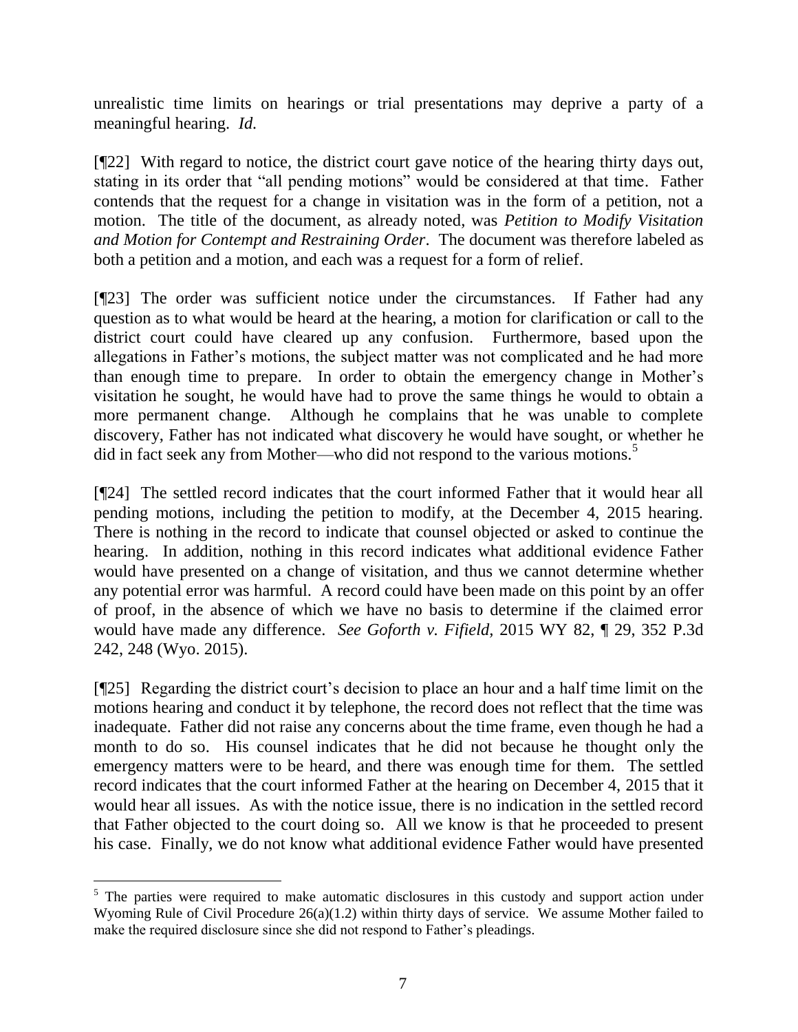unrealistic time limits on hearings or trial presentations may deprive a party of a meaningful hearing. *Id.*

[¶22] With regard to notice, the district court gave notice of the hearing thirty days out, stating in its order that "all pending motions" would be considered at that time. Father contends that the request for a change in visitation was in the form of a petition, not a motion. The title of the document, as already noted, was *Petition to Modify Visitation and Motion for Contempt and Restraining Order*. The document was therefore labeled as both a petition and a motion, and each was a request for a form of relief.

[¶23] The order was sufficient notice under the circumstances. If Father had any question as to what would be heard at the hearing, a motion for clarification or call to the district court could have cleared up any confusion. Furthermore, based upon the allegations in Father's motions, the subject matter was not complicated and he had more than enough time to prepare. In order to obtain the emergency change in Mother's visitation he sought, he would have had to prove the same things he would to obtain a more permanent change. Although he complains that he was unable to complete discovery, Father has not indicated what discovery he would have sought, or whether he did in fact seek any from Mother—who did not respond to the various motions.[5]

[¶24] The settled record indicates that the court informed Father that it would hear all pending motions, including the petition to modify, at the December 4, 2015 hearing. There is nothing in the record to indicate that counsel objected or asked to continue the hearing. In addition, nothing in this record indicates what additional evidence Father would have presented on a change of visitation, and thus we cannot determine whether any potential error was harmful. A record could have been made on this point by an offer of proof, in the absence of which we have no basis to determine if the claimed error would have made any difference. *See Goforth v. Fifield*, 2015 WY 82, ¶ 29, 352 P.3d 242, 248 (Wyo. 2015).

[¶25] Regarding the district court's decision to place an hour and a half time limit on the motions hearing and conduct it by telephone, the record does not reflect that the time was inadequate. Father did not raise any concerns about the time frame, even though he had a month to do so. His counsel indicates that he did not because he thought only the emergency matters were to be heard, and there was enough time for them. The settled record indicates that the court informed Father at the hearing on December 4, 2015 that it would hear all issues. As with the notice issue, there is no indication in the settled record that Father objected to the court doing so. All we know is that he proceeded to present his case. Finally, we do not know what additional evidence Father would have presented

---

[5] The parties were required to make automatic disclosures in this custody and support action under Wyoming Rule of Civil Procedure 26(a)(1.2) within thirty days of service. We assume Mother failed to make the required disclosure since she did not respond to Father's pleadings.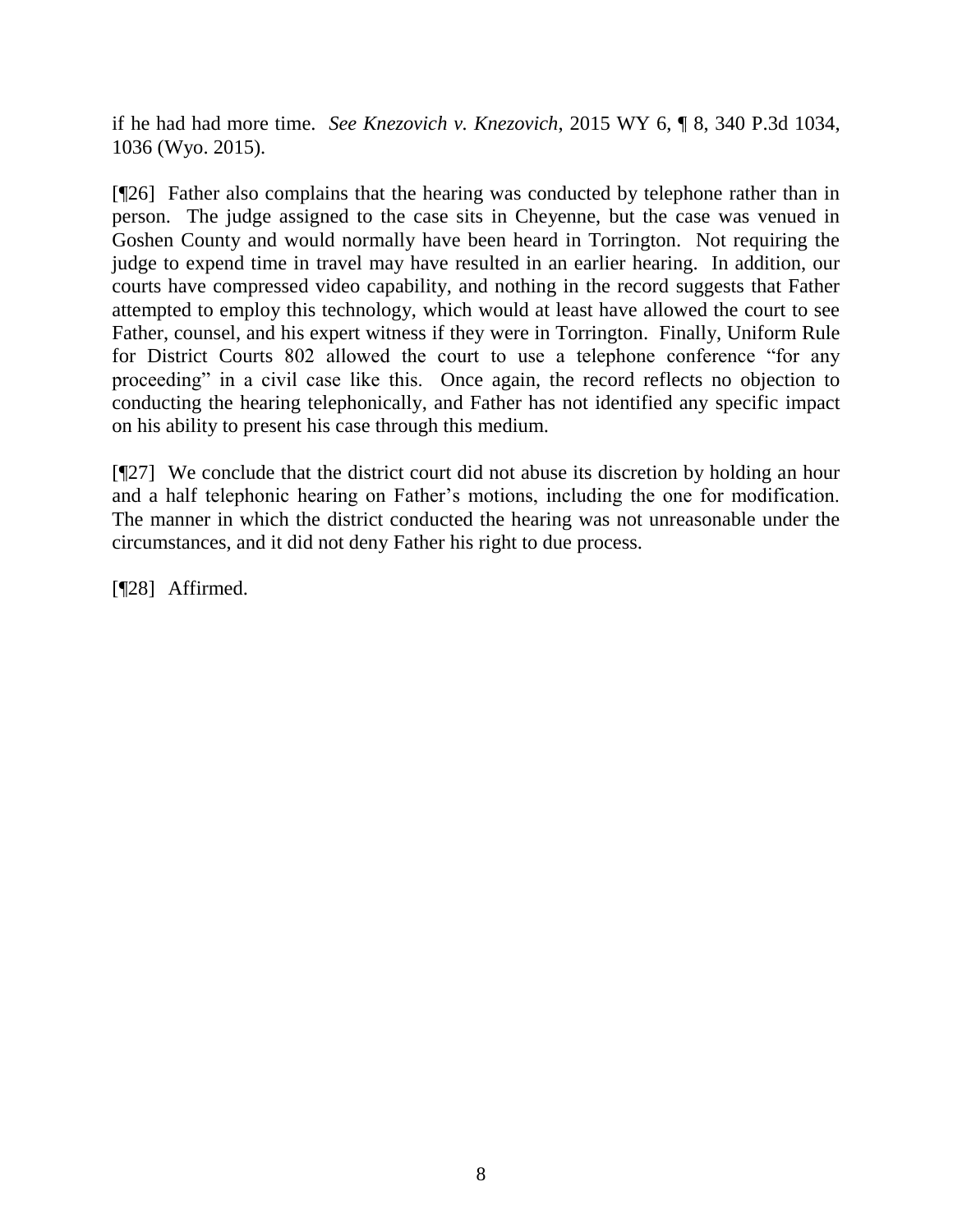if he had had more time. *See Knezovich v. Knezovich*, 2015 WY 6, ¶ 8, 340 P.3d 1034, 1036 (Wyo. 2015).

[¶26] Father also complains that the hearing was conducted by telephone rather than in person. The judge assigned to the case sits in Cheyenne, but the case was venued in Goshen County and would normally have been heard in Torrington. Not requiring the judge to expend time in travel may have resulted in an earlier hearing. In addition, our courts have compressed video capability, and nothing in the record suggests that Father attempted to employ this technology, which would at least have allowed the court to see Father, counsel, and his expert witness if they were in Torrington. Finally, Uniform Rule for District Courts 802 allowed the court to use a telephone conference "for any proceeding" in a civil case like this. Once again, the record reflects no objection to conducting the hearing telephonically, and Father has not identified any specific impact on his ability to present his case through this medium.

[¶27] We conclude that the district court did not abuse its discretion by holding an hour and a half telephonic hearing on Father's motions, including the one for modification. The manner in which the district conducted the hearing was not unreasonable under the circumstances, and it did not deny Father his right to due process.

[¶28] Affirmed.